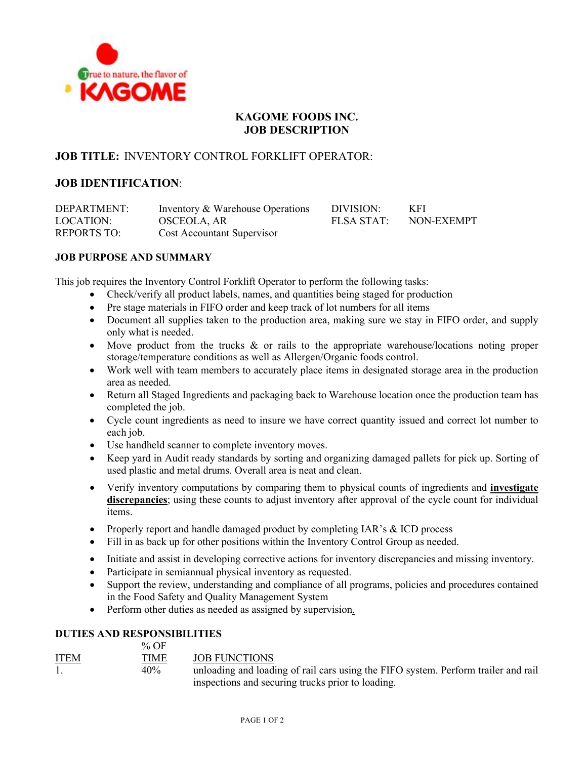True to nature, the flavor of KAGOME

# KAGOME FOODS INC.
# JOB DESCRIPTION

## JOB TITLE: INVENTORY CONTROL FORKLIFT OPERATOR:

## JOB IDENTIFICATION:

| | | | |
|---|---|---|---|
| DEPARTMENT: | Inventory & Warehouse Operations | DIVISION: | KFI |
| LOCATION: | OSCEOLA, AR | FLSA STAT: | NON-EXEMPT |
| REPORTS TO: | Cost Accountant Supervisor | | |

### JOB PURPOSE AND SUMMARY

This job requires the Inventory Control Forklift Operator to perform the following tasks:

- Check/verify all product labels, names, and quantities being staged for production
- Pre stage materials in FIFO order and keep track of lot numbers for all items
- Document all supplies taken to the production area, making sure we stay in FIFO order, and supply only what is needed.
- Move product from the trucks & or rails to the appropriate warehouse/locations noting proper storage/temperature conditions as well as Allergen/Organic foods control.
- Work well with team members to accurately place items in designated storage area in the production area as needed.
- Return all Staged Ingredients and packaging back to Warehouse location once the production team has completed the job.
- Cycle count ingredients as need to insure we have correct quantity issued and correct lot number to each job.
- Use handheld scanner to complete inventory moves.
- Keep yard in Audit ready standards by sorting and organizing damaged pallets for pick up. Sorting of used plastic and metal drums. Overall area is neat and clean.
- Verify inventory computations by comparing them to physical counts of ingredients and **investigate discrepancies**; using these counts to adjust inventory after approval of the cycle count for individual items.
- Properly report and handle damaged product by completing IAR's & ICD process
- Fill in as back up for other positions within the Inventory Control Group as needed.
- Initiate and assist in developing corrective actions for inventory discrepancies and missing inventory.
- Participate in semiannual physical inventory as requested.
- Support the review, understanding and compliance of all programs, policies and procedures contained in the Food Safety and Quality Management System
- Perform other duties as needed as assigned by supervision.

### DUTIES AND RESPONSIBILITIES

| ITEM | % OF TIME | JOB FUNCTIONS |
|---|---|---|
| 1. | 40% | unloading and loading of rail cars using the FIFO system. Perform trailer and rail inspections and securing trucks prior to loading. |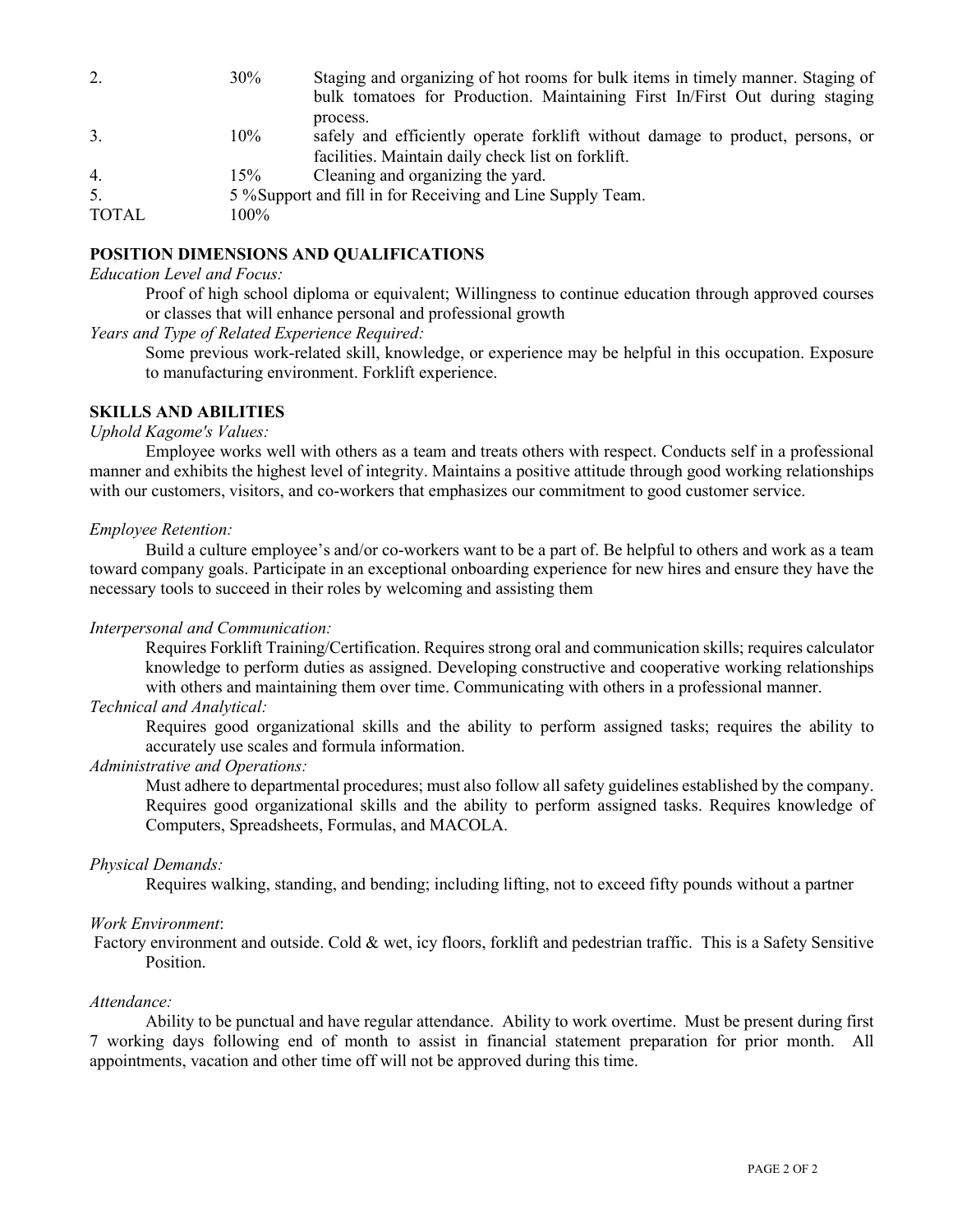| | | |
|---|---|---|
| 2. | 30% | Staging and organizing of hot rooms for bulk items in timely manner. Staging of bulk tomatoes for Production. Maintaining First In/First Out during staging process. |
| 3. | 10% | safely and efficiently operate forklift without damage to product, persons, or facilities. Maintain daily check list on forklift. |
| 4. | 15% | Cleaning and organizing the yard. |
| 5. | 5 % | Support and fill in for Receiving and Line Supply Team. |
| TOTAL | 100% | |

## POSITION DIMENSIONS AND QUALIFICATIONS

*Education Level and Focus:*

Proof of high school diploma or equivalent; Willingness to continue education through approved courses or classes that will enhance personal and professional growth

*Years and Type of Related Experience Required:*

Some previous work-related skill, knowledge, or experience may be helpful in this occupation. Exposure to manufacturing environment. Forklift experience.

## SKILLS AND ABILITIES

*Uphold Kagome's Values:*

Employee works well with others as a team and treats others with respect. Conducts self in a professional manner and exhibits the highest level of integrity. Maintains a positive attitude through good working relationships with our customers, visitors, and co-workers that emphasizes our commitment to good customer service.

*Employee Retention:*

Build a culture employee's and/or co-workers want to be a part of. Be helpful to others and work as a team toward company goals. Participate in an exceptional onboarding experience for new hires and ensure they have the necessary tools to succeed in their roles by welcoming and assisting them

*Interpersonal and Communication:*

Requires Forklift Training/Certification. Requires strong oral and communication skills; requires calculator knowledge to perform duties as assigned. Developing constructive and cooperative working relationships with others and maintaining them over time. Communicating with others in a professional manner.

*Technical and Analytical:*

Requires good organizational skills and the ability to perform assigned tasks; requires the ability to accurately use scales and formula information.

*Administrative and Operations:*

Must adhere to departmental procedures; must also follow all safety guidelines established by the company. Requires good organizational skills and the ability to perform assigned tasks. Requires knowledge of Computers, Spreadsheets, Formulas, and MACOLA.

*Physical Demands:*

Requires walking, standing, and bending; including lifting, not to exceed fifty pounds without a partner

*Work Environment*:

Factory environment and outside. Cold & wet, icy floors, forklift and pedestrian traffic. This is a Safety Sensitive Position.

*Attendance:*

Ability to be punctual and have regular attendance. Ability to work overtime. Must be present during first 7 working days following end of month to assist in financial statement preparation for prior month. All appointments, vacation and other time off will not be approved during this time.